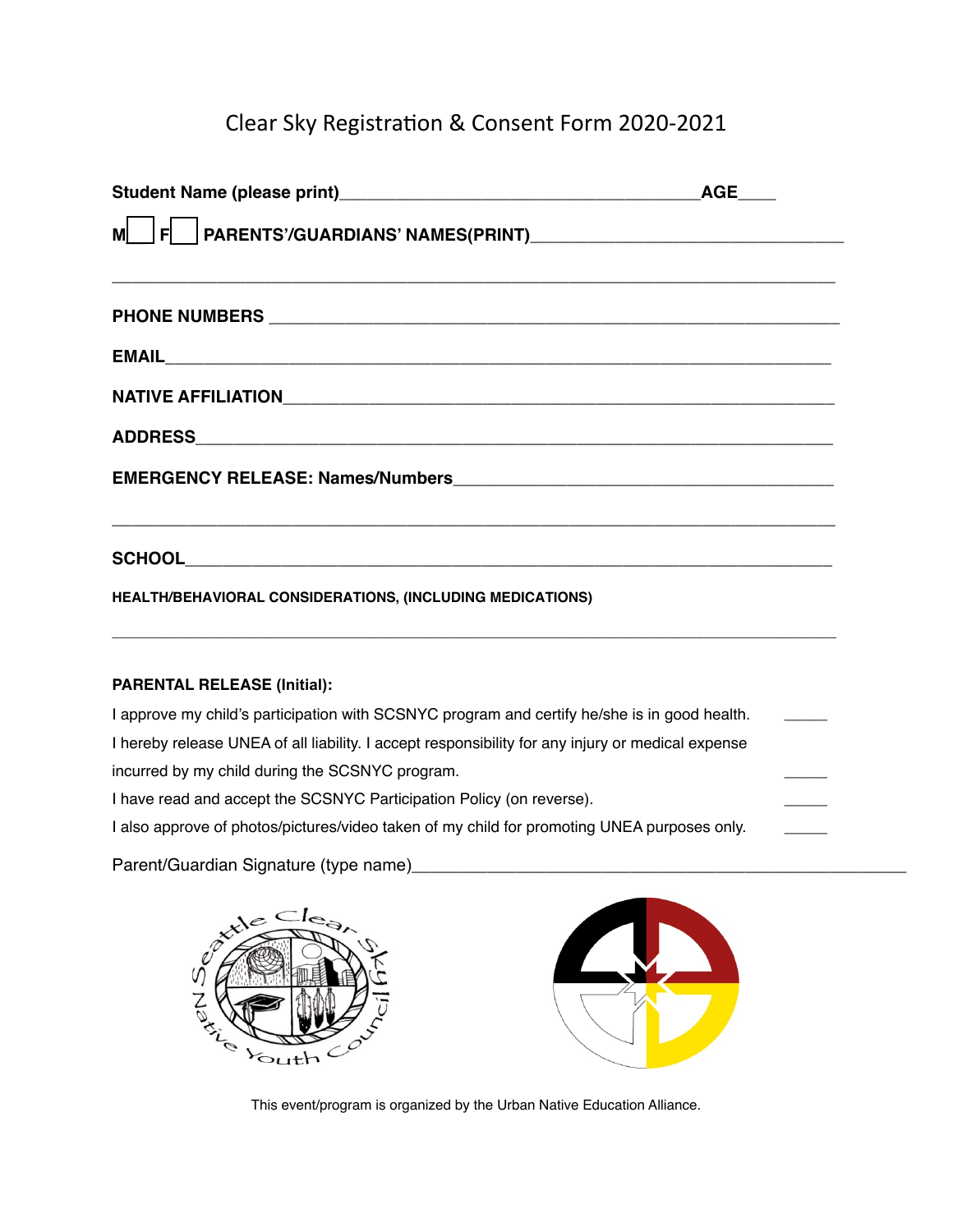# Clear Sky Registration & Consent Form 2020-2021

**Student Name (please print)**______________________________________**AGE**____

**M**☐ **F**☐ **PARENTS'/GUARDIANS' NAMES(PRINT)**________________________________

______________________________________________________________________________

**PHONE NUMBERS** ____________________________________________________________

**EMAIL**______________________________________________________________________

**NATIVE AFFILIATION**__________________________________________________________

**ADDRESS**____________________________________________________________________

**EMERGENCY RELEASE: Names/Numbers**_____________________________________

______________________________________________________________________________

**SCHOOL**_____________________________________________________________________

**HEALTH/BEHAVIORAL CONSIDERATIONS, (INCLUDING MEDICATIONS)**

______________________________________________________________________________

**PARENTAL RELEASE (Initial):**

I approve my child's participation with SCSNYC program and certify he/she is in good health. _____

I hereby release UNEA of all liability. I accept responsibility for any injury or medical expense incurred by my child during the SCSNYC program. _____

I have read and accept the SCSNYC Participation Policy (on reverse). _____

I also approve of photos/pictures/video taken of my child for promoting UNEA purposes only. _____

Parent/Guardian Signature (type name)_____________________________________________

Seattle Clear Sky Native Youth Council

This event/program is organized by the Urban Native Education Alliance.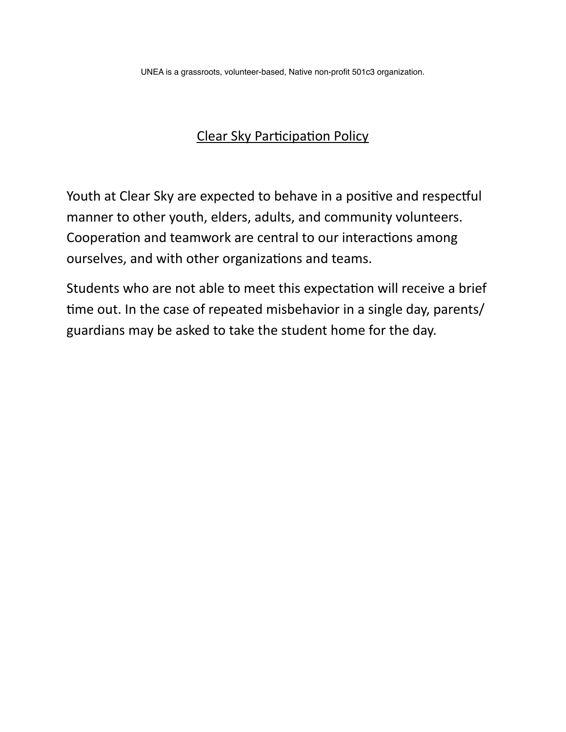UNEA is a grassroots, volunteer-based, Native non-profit 501c3 organization.

## Clear Sky Participation Policy

Youth at Clear Sky are expected to behave in a positive and respectful manner to other youth, elders, adults, and community volunteers. Cooperation and teamwork are central to our interactions among ourselves, and with other organizations and teams.

Students who are not able to meet this expectation will receive a brief time out. In the case of repeated misbehavior in a single day, parents/ guardians may be asked to take the student home for the day.